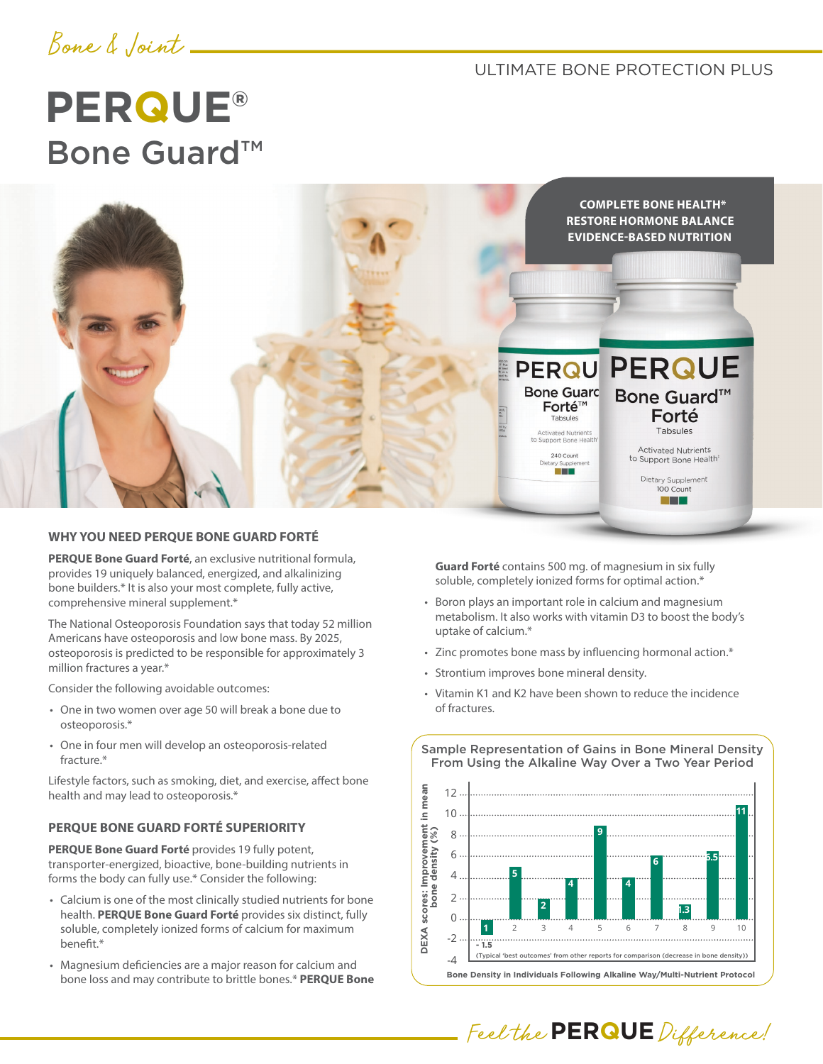Bone & Joint

ULTIMATE BONE PROTECTION PLUS

# PERQUE® Bone Guard™

**COMPLETE BONE HEALTH***
**RESTORE HORMONE BALANCE**
**EVIDENCE-BASED NUTRITION**

## WHY YOU NEED PERQUE BONE GUARD FORTÉ

**PERQUE Bone Guard Forté**, an exclusive nutritional formula, provides 19 uniquely balanced, energized, and alkalinizing bone builders.* It is also your most complete, fully active, comprehensive mineral supplement.*

The National Osteoporosis Foundation says that today 52 million Americans have osteoporosis and low bone mass. By 2025, osteoporosis is predicted to be responsible for approximately 3 million fractures a year.*

Consider the following avoidable outcomes:

- One in two women over age 50 will break a bone due to osteoporosis.*
- One in four men will develop an osteoporosis-related fracture.*

Lifestyle factors, such as smoking, diet, and exercise, affect bone health and may lead to osteoporosis.*

## PERQUE BONE GUARD FORTÉ SUPERIORITY

**PERQUE Bone Guard Forté** provides 19 fully potent, transporter-energized, bioactive, bone-building nutrients in forms the body can fully use.* Consider the following:

- Calcium is one of the most clinically studied nutrients for bone health. **PERQUE Bone Guard Forté** provides six distinct, fully soluble, completely ionized forms of calcium for maximum benefit.*
- Magnesium deficiencies are a major reason for calcium and bone loss and may contribute to brittle bones.* **PERQUE Bone Guard Forté** contains 500 mg. of magnesium in six fully soluble, completely ionized forms for optimal action.*
- Boron plays an important role in calcium and magnesium metabolism. It also works with vitamin D3 to boost the body's uptake of calcium.*
- Zinc promotes bone mass by influencing hormonal action.*
- Strontium improves bone mineral density.
- Vitamin K1 and K2 have been shown to reduce the incidence of fractures.

**Sample Representation of Gains in Bone Mineral Density From Using the Alkaline Way Over a Two Year Period**

| Individual | DEXA scores: Improvement in mean bone density (%) |
|---|---|
| 1 | -1.5 |
| 2 | 5 |
| 3 | 2 |
| 4 | 4 |
| 5 | 9 |
| 6 | 4 |
| 7 | 6 |
| 8 | 1.3 |
| 9 | 6.5 |
| 10 | 11 |

(Typical 'best outcomes' from other reports for comparison (decrease in bone density))

Bone Density in Individuals Following Alkaline Way/Multi-Nutrient Protocol

*Feel the* **PERQUE** *Difference!*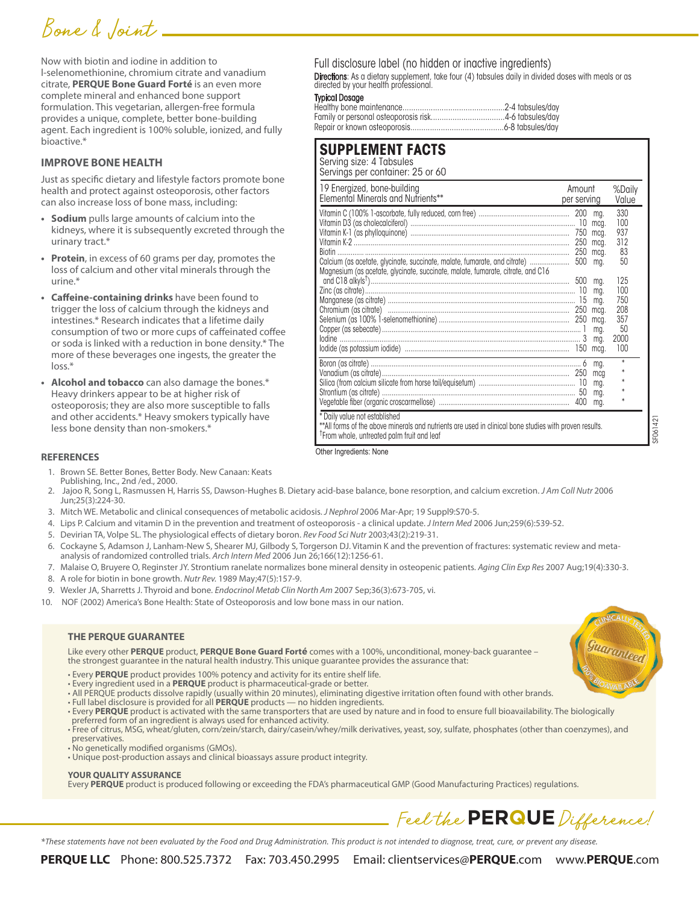# Bone & Joint

Now with biotin and iodine in addition to l-selenomethionine, chromium citrate and vanadium citrate, **PERQUE Bone Guard Forté** is an even more complete mineral and enhanced bone support formulation. This vegetarian, allergen-free formula provides a unique, complete, better bone-building agent. Each ingredient is 100% soluble, ionized, and fully bioactive.*

### IMPROVE BONE HEALTH

Just as specific dietary and lifestyle factors promote bone health and protect against osteoporosis, other factors can also increase loss of bone mass, including:

- **Sodium** pulls large amounts of calcium into the kidneys, where it is subsequently excreted through the urinary tract.*
- **Protein**, in excess of 60 grams per day, promotes the loss of calcium and other vital minerals through the urine.*
- **Caffeine-containing drinks** have been found to trigger the loss of calcium through the kidneys and intestines.* Research indicates that a lifetime daily consumption of two or more cups of caffeinated coffee or soda is linked with a reduction in bone density.* The more of these beverages one ingests, the greater the loss.*
- **Alcohol and tobacco** can also damage the bones.* Heavy drinkers appear to be at higher risk of osteoporosis; they are also more susceptible to falls and other accidents.* Heavy smokers typically have less bone density than non-smokers.*

Full disclosure label (no hidden or inactive ingredients)

**Directions**: As a dietary supplement, take four (4) tabsules daily in divided doses with meals or as directed by your health professional.

**Typical Dosage**

Healthy bone maintenance...............................................2-4 tabsules/day
Family or personal osteoporosis risk..................................4-6 tabsules/day
Repair or known osteoporosis...........................................6-8 tabsules/day

## SUPPLEMENT FACTS

Serving size: 4 Tabsules
Servings per container: 25 or 60

| 19 Energized, bone-building Elemental Minerals and Nutrients** | Amount per serving | %Daily Value |
|---|---|---|
| Vitamin C (100% 1-ascorbate, fully reduced, corn free) | 200 mg. | 330 |
| Vitamin D3 (as cholecalciferol) | 10 mcg. | 100 |
| Vitamin K-1 (as phylloquinone) | 750 mcg. | 937 |
| Vitamin K-2 | 250 mcg. | 312 |
| Biotin | 250 mcg. | 83 |
| Calcium (as acetate, glycinate, succinate, malate, fumarate, and citrate) | 500 mg. | 50 |
| Magnesium (as acetate, glycinate, succinate, malate, fumarate, citrate, and C16 and C18 alkyls†) | 500 mg. | 125 |
| Zinc (as citrate) | 10 mg. | 100 |
| Manganese (as citrate) | 15 mg. | 750 |
| Chromium (as citrate) | 250 mcg. | 208 |
| Selenium (as 100% 1-selenomethionine) | 250 mcg. | 357 |
| Copper (as sebecate) | 1 mg. | 50 |
| Iodine | 3 mg. | 2000 |
| Iodide (as potassium iodide) | 150 mcg. | 100 |
| Boron (as citrate) | 6 mg. | * |
| Vanadium (as citrate) | 250 mcg | * |
| Silica (from calcium silicate from horse tail/equisetum) | 10 mg. | * |
| Strontium (as citrate) | 50 mg. | * |
| Vegetable fiber (organic croscarmellose) | 400 mg. | * |

*Daily value not established
**All forms of the above minerals and nutrients are used in clinical bone studies with proven results.
†From whole, untreated palm fruit and leaf

Other Ingredients: None

SF061421

### REFERENCES

1. Brown SE. Better Bones, Better Body. New Canaan: Keats Publishing, Inc., 2nd /ed., 2000.
2. Jajoo R, Song L, Rasmussen H, Harris SS, Dawson-Hughes B. Dietary acid-base balance, bone resorption, and calcium excretion. *J Am Coll Nutr* 2006 Jun;25(3):224-30.
3. Mitch WE. Metabolic and clinical consequences of metabolic acidosis. *J Nephrol* 2006 Mar-Apr; 19 Suppl9:S70-5.
4. Lips P. Calcium and vitamin D in the prevention and treatment of osteoporosis - a clinical update. *J Intern Med* 2006 Jun;259(6):539-52.
5. Devirian TA, Volpe SL. The physiological effects of dietary boron. *Rev Food Sci Nutr* 2003;43(2):219-31.
6. Cockayne S, Adamson J, Lanham-New S, Shearer MJ, Gilbody S, Torgerson DJ. Vitamin K and the prevention of fractures: systematic review and meta-analysis of randomized controlled trials. *Arch Intern Med* 2006 Jun 26;166(12):1256-61.
7. Malaise O, Bruyere O, Reginster JY. Strontium ranelate normalizes bone mineral density in osteopenic patients. *Aging Clin Exp Res* 2007 Aug;19(4):330-3.
8. A role for biotin in bone growth. *Nutr Rev.* 1989 May;47(5):157-9.
9. Wexler JA, Sharretts J. Thyroid and bone. *Endocrinol Metab Clin North Am* 2007 Sep;36(3):673-705, vi.
10. NOF (2002) America's Bone Health: State of Osteoporosis and low bone mass in our nation.

### THE PERQUE GUARANTEE

Like every other **PERQUE** product, **PERQUE Bone Guard Forté** comes with a 100%, unconditional, money-back guarantee – the strongest guarantee in the natural health industry. This unique guarantee provides the assurance that:

- Every **PERQUE** product provides 100% potency and activity for its entire shelf life.
- Every ingredient used in a **PERQUE** product is pharmaceutical-grade or better.
- All PERQUE products dissolve rapidly (usually within 20 minutes), eliminating digestive irritation often found with other brands.
- Full label disclosure is provided for all **PERQUE** products — no hidden ingredients.
- Every **PERQUE** product is activated with the same transporters that are used by nature and in food to ensure full bioavailability. The biologically preferred form of an ingredient is always used for enhanced activity.
- Free of citrus, MSG, wheat/gluten, corn/zein/starch, dairy/casein/whey/milk derivatives, yeast, soy, sulfate, phosphates (other than coenzymes), and preservatives.
- No genetically modified organisms (GMOs).
- Unique post-production assays and clinical bioassays assure product integrity.

**YOUR QUALITY ASSURANCE**
Every **PERQUE** product is produced following or exceeding the FDA's pharmaceutical GMP (Good Manufacturing Practices) regulations.

Clinically Tested · Guaranteed · 100% Bioavailable

*Feel the* **PERQUE** *Difference!*

*These statements have not been evaluated by the Food and Drug Administration. This product is not intended to diagnose, treat, cure, or prevent any disease.*

**PERQUE LLC** Phone: 800.525.7372 Fax: 703.450.2995 Email: clientservices@**PERQUE**.com www.**PERQUE**.com